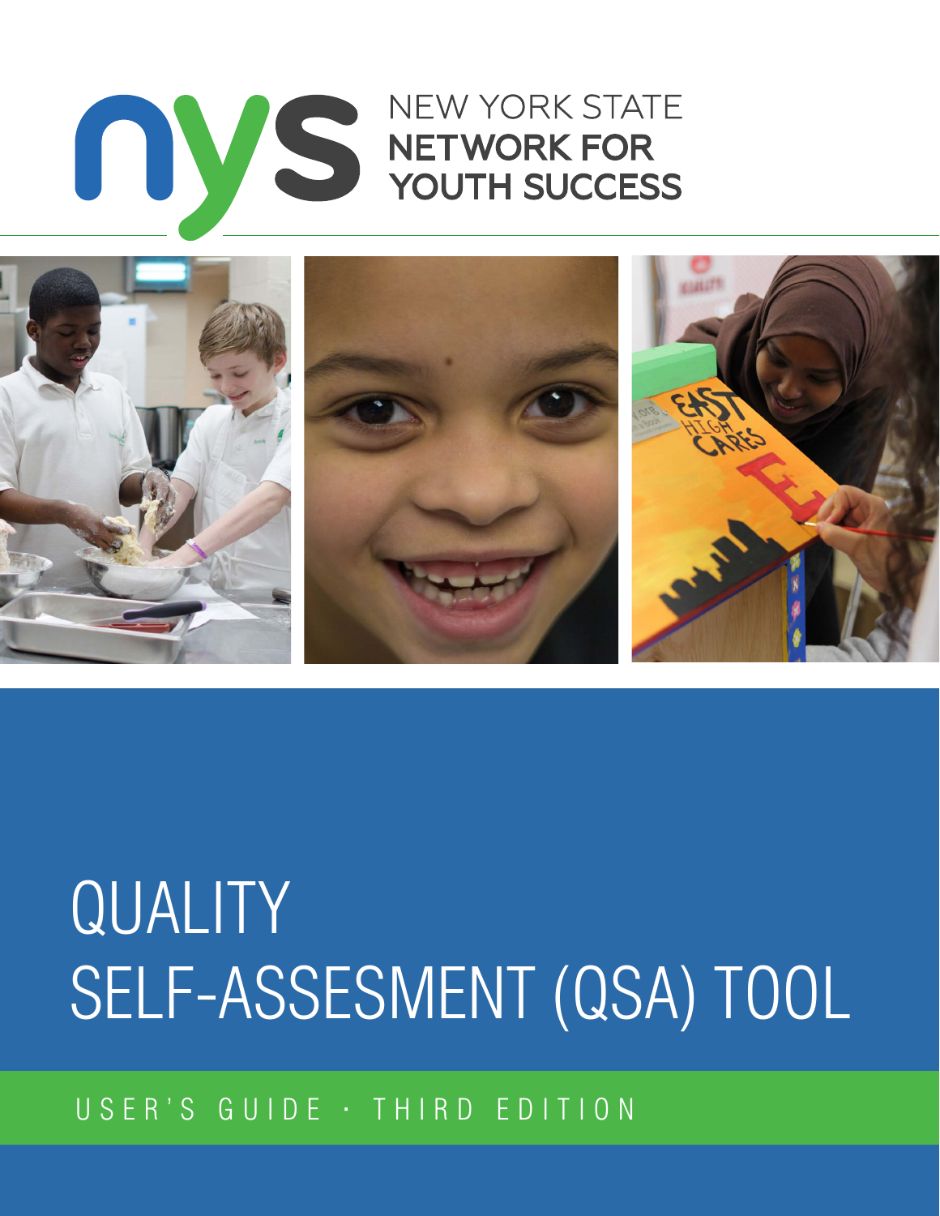NEW YORK STATE
**NETWORK FOR YOUTH SUCCESS**

# QUALITY SELF-ASSESEMENT (QSA) TOOL

USER'S GUIDE · THIRD EDITION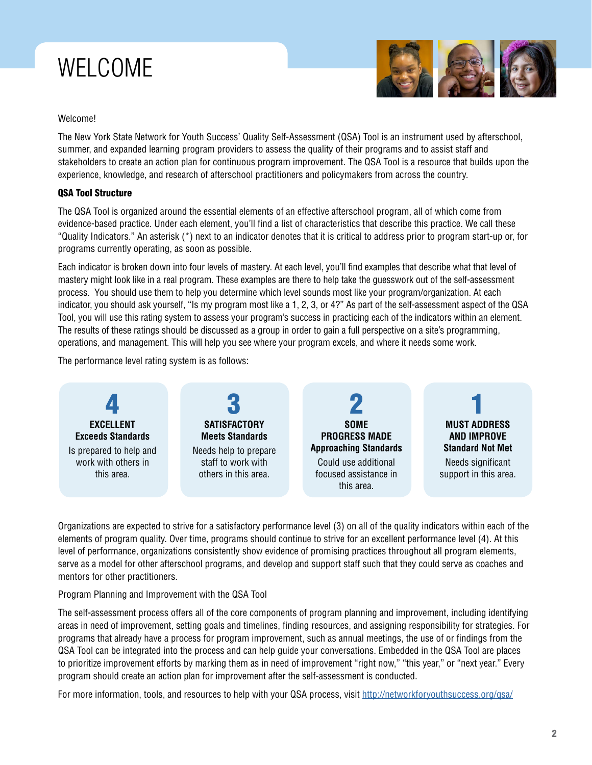# WELCOME

Welcome!

The New York State Network for Youth Success' Quality Self-Assessment (QSA) Tool is an instrument used by afterschool, summer, and expanded learning program providers to assess the quality of their programs and to assist staff and stakeholders to create an action plan for continuous program improvement. The QSA Tool is a resource that builds upon the experience, knowledge, and research of afterschool practitioners and policymakers from across the country.

### QSA Tool Structure

The QSA Tool is organized around the essential elements of an effective afterschool program, all of which come from evidence-based practice. Under each element, you'll find a list of characteristics that describe this practice. We call these "Quality Indicators." An asterisk (*) next to an indicator denotes that it is critical to address prior to program start-up or, for programs currently operating, as soon as possible.

Each indicator is broken down into four levels of mastery. At each level, you'll find examples that describe what that level of mastery might look like in a real program. These examples are there to help take the guesswork out of the self-assessment process. You should use them to help you determine which level sounds most like your program/organization. At each indicator, you should ask yourself, "Is my program most like a 1, 2, 3, or 4?" As part of the self-assessment aspect of the QSA Tool, you will use this rating system to assess your program's success in practicing each of the indicators within an element. The results of these ratings should be discussed as a group in order to gain a full perspective on a site's programming, operations, and management. This will help you see where your program excels, and where it needs some work.

The performance level rating system is as follows:

| 4 | 3 | 2 | 1 |
|---|---|---|---|
| **EXCELLENT** **Exceeds Standards** Is prepared to help and work with others in this area. | **SATISFACTORY** **Meets Standards** Needs help to prepare staff to work with others in this area. | **SOME PROGRESS MADE** **Approaching Standards** Could use additional focused assistance in this area. | **MUST ADDRESS AND IMPROVE** **Standard Not Met** Needs significant support in this area. |

Organizations are expected to strive for a satisfactory performance level (3) on all of the quality indicators within each of the elements of program quality. Over time, programs should continue to strive for an excellent performance level (4). At this level of performance, organizations consistently show evidence of promising practices throughout all program elements, serve as a model for other afterschool programs, and develop and support staff such that they could serve as coaches and mentors for other practitioners.

Program Planning and Improvement with the QSA Tool

The self-assessment process offers all of the core components of program planning and improvement, including identifying areas in need of improvement, setting goals and timelines, finding resources, and assigning responsibility for strategies. For programs that already have a process for program improvement, such as annual meetings, the use of or findings from the QSA Tool can be integrated into the process and can help guide your conversations. Embedded in the QSA Tool are places to prioritize improvement efforts by marking them as in need of improvement "right now," "this year," or "next year." Every program should create an action plan for improvement after the self-assessment is conducted.

For more information, tools, and resources to help with your QSA process, visit http://networkforyouthsuccess.org/qsa/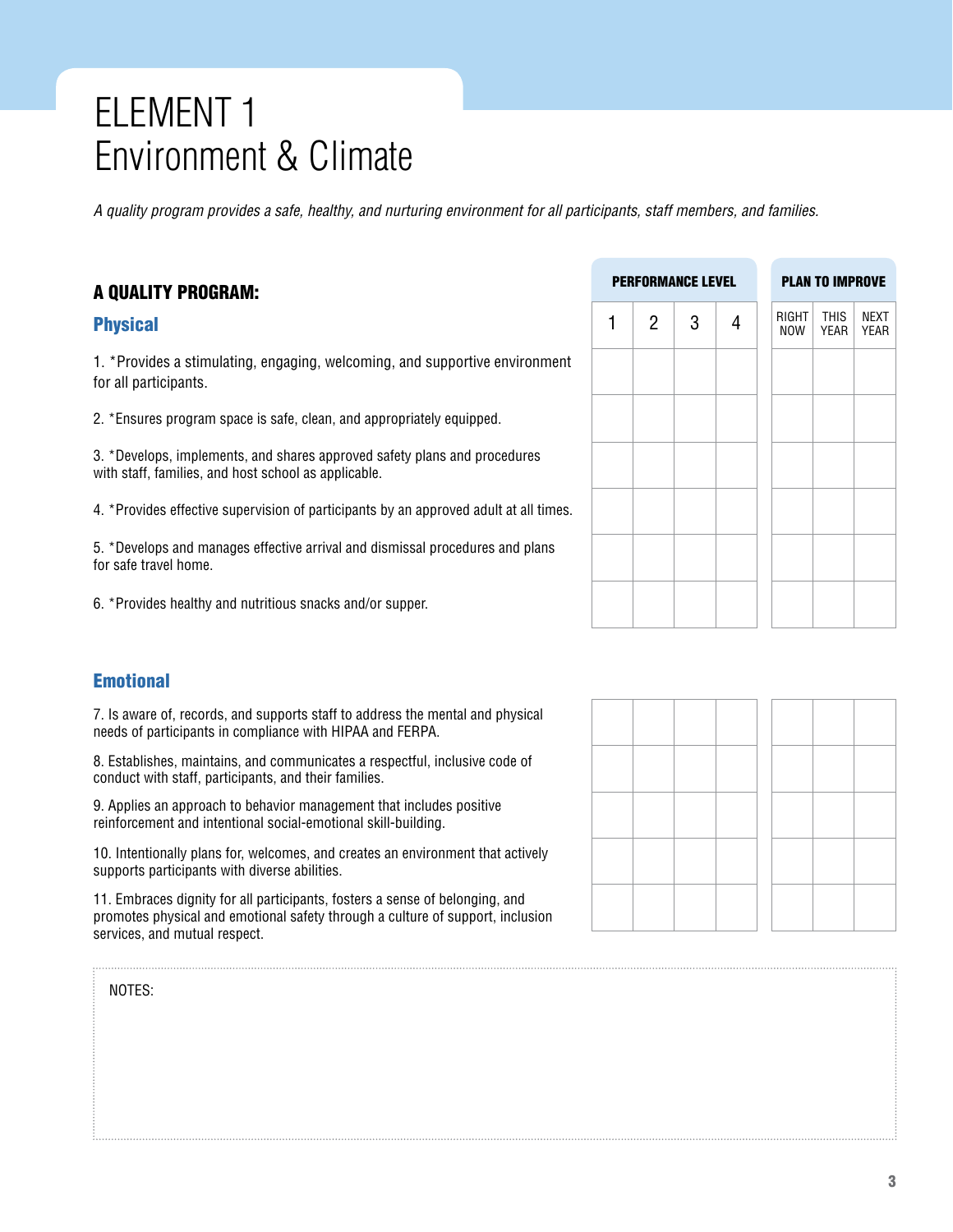# ELEMENT 1
# Environment & Climate

*A quality program provides a safe, healthy, and nurturing environment for all participants, staff members, and families.*

## A QUALITY PROGRAM:

| | PERFORMANCE LEVEL | | | | PLAN TO IMPROVE | | |
|---|---|---|---|---|---|---|---|
| | 1 | 2 | 3 | 4 | RIGHT NOW | THIS YEAR | NEXT YEAR |
| **Physical** | | | | | | | |
| 1. *Provides a stimulating, engaging, welcoming, and supportive environment for all participants. | | | | | | | |
| 2. *Ensures program space is safe, clean, and appropriately equipped. | | | | | | | |
| 3. *Develops, implements, and shares approved safety plans and procedures with staff, families, and host school as applicable. | | | | | | | |
| 4. *Provides effective supervision of participants by an approved adult at all times. | | | | | | | |
| 5. *Develops and manages effective arrival and dismissal procedures and plans for safe travel home. | | | | | | | |
| 6. *Provides healthy and nutritious snacks and/or supper. | | | | | | | |
| **Emotional** | | | | | | | |
| 7. Is aware of, records, and supports staff to address the mental and physical needs of participants in compliance with HIPAA and FERPA. | | | | | | | |
| 8. Establishes, maintains, and communicates a respectful, inclusive code of conduct with staff, participants, and their families. | | | | | | | |
| 9. Applies an approach to behavior management that includes positive reinforcement and intentional social-emotional skill-building. | | | | | | | |
| 10. Intentionally plans for, welcomes, and creates an environment that actively supports participants with diverse abilities. | | | | | | | |
| 11. Embraces dignity for all participants, fosters a sense of belonging, and promotes physical and emotional safety through a culture of support, inclusion services, and mutual respect. | | | | | | | |

NOTES: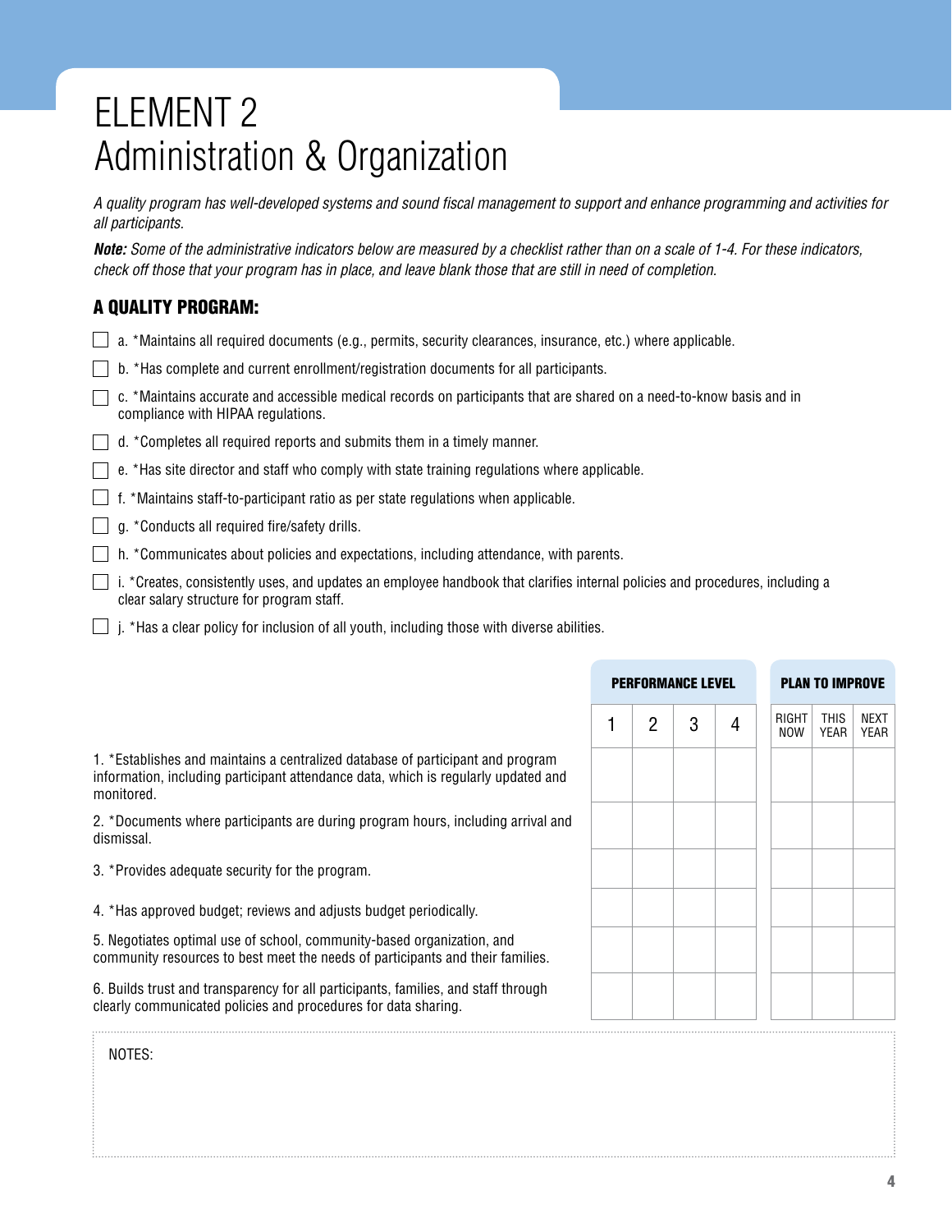# ELEMENT 2
# Administration & Organization

*A quality program has well-developed systems and sound fiscal management to support and enhance programming and activities for all participants.*

***Note:*** *Some of the administrative indicators below are measured by a checklist rather than on a scale of 1-4. For these indicators, check off those that your program has in place, and leave blank those that are still in need of completion.*

## A QUALITY PROGRAM:

- [ ] a. *Maintains all required documents (e.g., permits, security clearances, insurance, etc.) where applicable.
- [ ] b. *Has complete and current enrollment/registration documents for all participants.
- [ ] c. *Maintains accurate and accessible medical records on participants that are shared on a need-to-know basis and in compliance with HIPAA regulations.
- [ ] d. *Completes all required reports and submits them in a timely manner.
- [ ] e. *Has site director and staff who comply with state training regulations where applicable.
- [ ] f. *Maintains staff-to-participant ratio as per state regulations when applicable.
- [ ] g. *Conducts all required fire/safety drills.
- [ ] h. *Communicates about policies and expectations, including attendance, with parents.
- [ ] i. *Creates, consistently uses, and updates an employee handbook that clarifies internal policies and procedures, including a clear salary structure for program staff.
- [ ] j. *Has a clear policy for inclusion of all youth, including those with diverse abilities.

| | PERFORMANCE LEVEL | | | | PLAN TO IMPROVE | | |
|---|---|---|---|---|---|---|---|
| | 1 | 2 | 3 | 4 | RIGHT NOW | THIS YEAR | NEXT YEAR |
| 1. *Establishes and maintains a centralized database of participant and program information, including participant attendance data, which is regularly updated and monitored. | | | | | | | |
| 2. *Documents where participants are during program hours, including arrival and dismissal. | | | | | | | |
| 3. *Provides adequate security for the program. | | | | | | | |
| 4. *Has approved budget; reviews and adjusts budget periodically. | | | | | | | |
| 5. Negotiates optimal use of school, community-based organization, and community resources to best meet the needs of participants and their families. | | | | | | | |
| 6. Builds trust and transparency for all participants, families, and staff through clearly communicated policies and procedures for data sharing. | | | | | | | |

NOTES: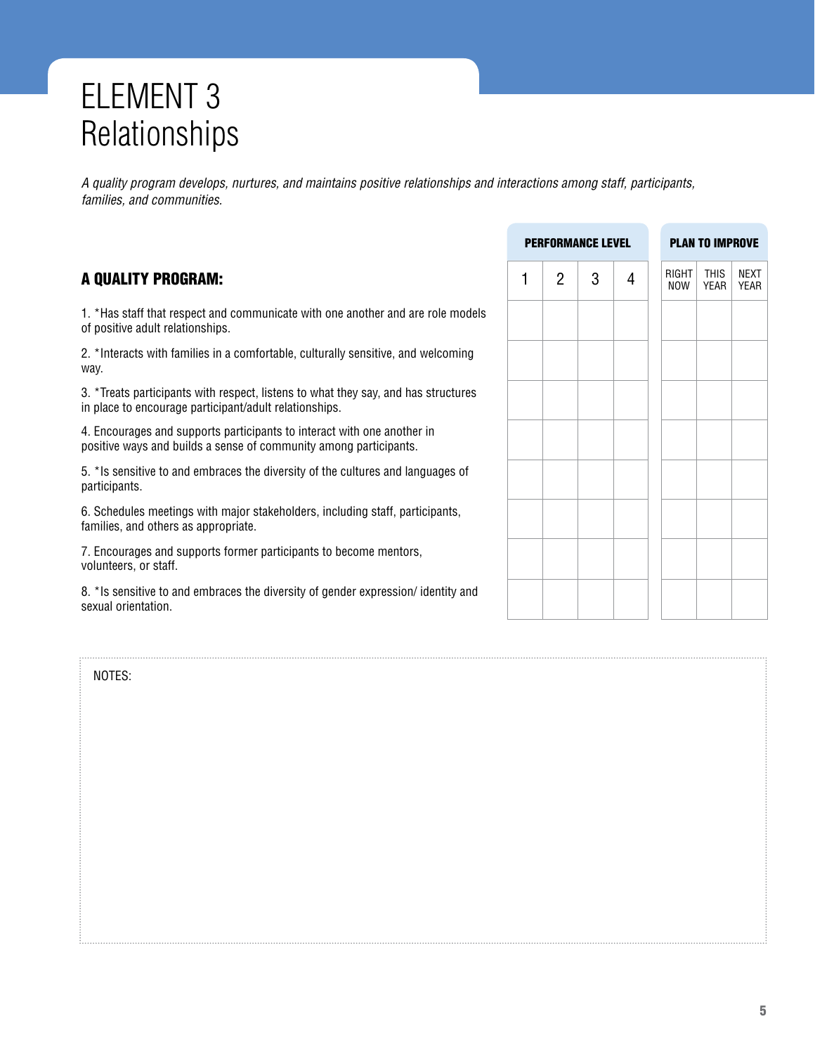# ELEMENT 3
# Relationships

*A quality program develops, nurtures, and maintains positive relationships and interactions among staff, participants, families, and communities.*

| **A QUALITY PROGRAM:** | **PERFORMANCE LEVEL** | | | | **PLAN TO IMPROVE** | | |
|---|---|---|---|---|---|---|---|
| | 1 | 2 | 3 | 4 | RIGHT NOW | THIS YEAR | NEXT YEAR |
| 1. *Has staff that respect and communicate with one another and are role models of positive adult relationships. | | | | | | | |
| 2. *Interacts with families in a comfortable, culturally sensitive, and welcoming way. | | | | | | | |
| 3. *Treats participants with respect, listens to what they say, and has structures in place to encourage participant/adult relationships. | | | | | | | |
| 4. Encourages and supports participants to interact with one another in positive ways and builds a sense of community among participants. | | | | | | | |
| 5. *Is sensitive to and embraces the diversity of the cultures and languages of participants. | | | | | | | |
| 6. Schedules meetings with major stakeholders, including staff, participants, families, and others as appropriate. | | | | | | | |
| 7. Encourages and supports former participants to become mentors, volunteers, or staff. | | | | | | | |
| 8. *Is sensitive to and embraces the diversity of gender expression/ identity and sexual orientation. | | | | | | | |

NOTES: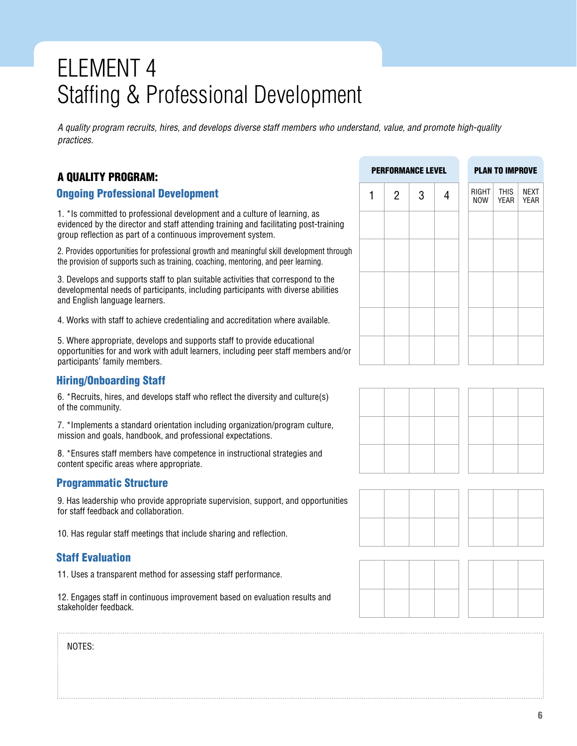# ELEMENT 4
# Staffing & Professional Development

*A quality program recruits, hires, and develops diverse staff members who understand, value, and promote high-quality practices.*

| A QUALITY PROGRAM: | PERFORMANCE LEVEL | | | | PLAN TO IMPROVE | | |
|---|---|---|---|---|---|---|---|
| | 1 | 2 | 3 | 4 | RIGHT NOW | THIS YEAR | NEXT YEAR |
| **Ongoing Professional Development** | | | | | | | |
| 1. *Is committed to professional development and a culture of learning, as evidenced by the director and staff attending training and facilitating post-training group reflection as part of a continuous improvement system. | | | | | | | |
| 2. Provides opportunities for professional growth and meaningful skill development through the provision of supports such as training, coaching, mentoring, and peer learning. | | | | | | | |
| 3. Develops and supports staff to plan suitable activities that correspond to the developmental needs of participants, including participants with diverse abilities and English language learners. | | | | | | | |
| 4. Works with staff to achieve credentialing and accreditation where available. | | | | | | | |
| 5. Where appropriate, develops and supports staff to provide educational opportunities for and work with adult learners, including peer staff members and/or participants' family members. | | | | | | | |
| **Hiring/Onboarding Staff** | | | | | | | |
| 6. *Recruits, hires, and develops staff who reflect the diversity and culture(s) of the community. | | | | | | | |
| 7. *Implements a standard orientation including organization/program culture, mission and goals, handbook, and professional expectations. | | | | | | | |
| 8. *Ensures staff members have competence in instructional strategies and content specific areas where appropriate. | | | | | | | |
| **Programmatic Structure** | | | | | | | |
| 9. Has leadership who provide appropriate supervision, support, and opportunities for staff feedback and collaboration. | | | | | | | |
| 10. Has regular staff meetings that include sharing and reflection. | | | | | | | |
| **Staff Evaluation** | | | | | | | |
| 11. Uses a transparent method for assessing staff performance. | | | | | | | |
| 12. Engages staff in continuous improvement based on evaluation results and stakeholder feedback. | | | | | | | |

NOTES: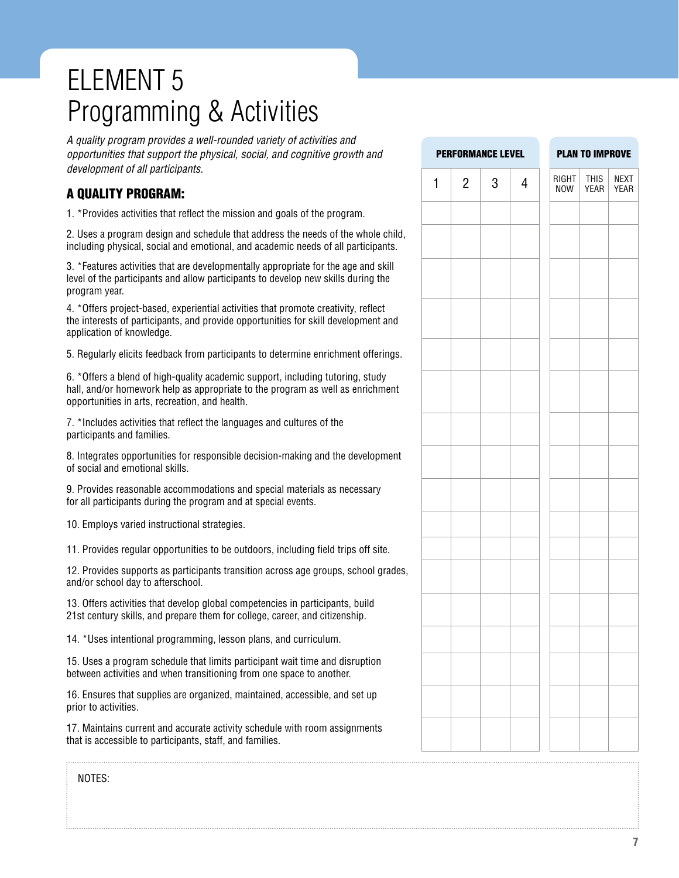# ELEMENT 5
# Programming & Activities

*A quality program provides a well-rounded variety of activities and opportunities that support the physical, social, and cognitive growth and development of all participants.*

| A QUALITY PROGRAM: | PERFORMANCE LEVEL | | | | PLAN TO IMPROVE | | |
|---|---|---|---|---|---|---|---|
| | 1 | 2 | 3 | 4 | RIGHT NOW | THIS YEAR | NEXT YEAR |
| 1. *Provides activities that reflect the mission and goals of the program. | | | | | | | |
| 2. Uses a program design and schedule that address the needs of the whole child, including physical, social and emotional, and academic needs of all participants. | | | | | | | |
| 3. *Features activities that are developmentally appropriate for the age and skill level of the participants and allow participants to develop new skills during the program year. | | | | | | | |
| 4. *Offers project-based, experiential activities that promote creativity, reflect the interests of participants, and provide opportunities for skill development and application of knowledge. | | | | | | | |
| 5. Regularly elicits feedback from participants to determine enrichment offerings. | | | | | | | |
| 6. *Offers a blend of high-quality academic support, including tutoring, study hall, and/or homework help as appropriate to the program as well as enrichment opportunities in arts, recreation, and health. | | | | | | | |
| 7. *Includes activities that reflect the languages and cultures of the participants and families. | | | | | | | |
| 8. Integrates opportunities for responsible decision-making and the development of social and emotional skills. | | | | | | | |
| 9. Provides reasonable accommodations and special materials as necessary for all participants during the program and at special events. | | | | | | | |
| 10. Employs varied instructional strategies. | | | | | | | |
| 11. Provides regular opportunities to be outdoors, including field trips off site. | | | | | | | |
| 12. Provides supports as participants transition across age groups, school grades, and/or school day to afterschool. | | | | | | | |
| 13. Offers activities that develop global competencies in participants, build 21st century skills, and prepare them for college, career, and citizenship. | | | | | | | |
| 14. *Uses intentional programming, lesson plans, and curriculum. | | | | | | | |
| 15. Uses a program schedule that limits participant wait time and disruption between activities and when transitioning from one space to another. | | | | | | | |
| 16. Ensures that supplies are organized, maintained, accessible, and set up prior to activities. | | | | | | | |
| 17. Maintains current and accurate activity schedule with room assignments that is accessible to participants, staff, and families. | | | | | | | |

NOTES: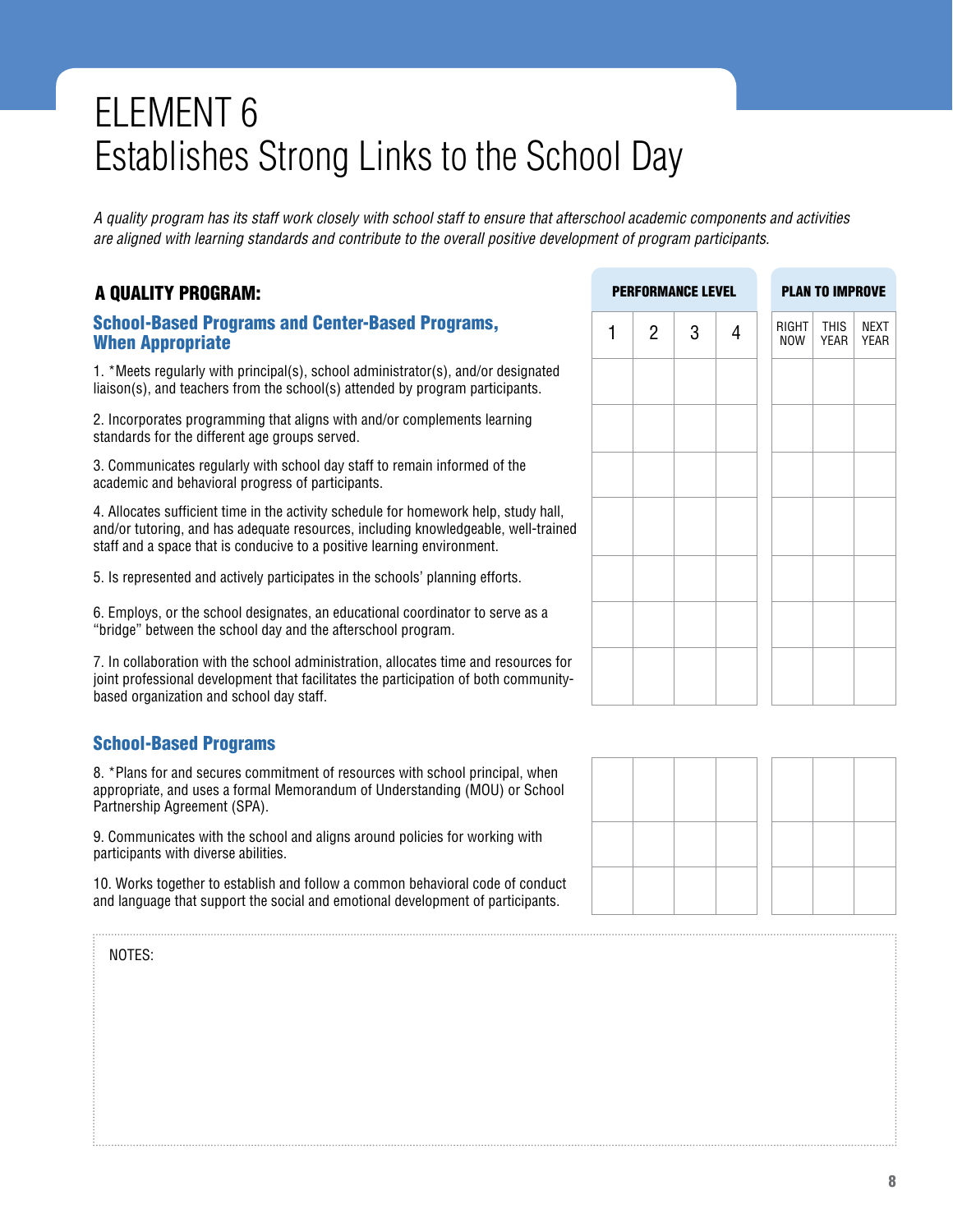# ELEMENT 6
# Establishes Strong Links to the School Day

*A quality program has its staff work closely with school staff to ensure that afterschool academic components and activities are aligned with learning standards and contribute to the overall positive development of program participants.*

| A QUALITY PROGRAM: | PERFORMANCE LEVEL | | | | PLAN TO IMPROVE | | |
|---|---|---|---|---|---|---|---|
| | 1 | 2 | 3 | 4 | RIGHT NOW | THIS YEAR | NEXT YEAR |
| **School-Based Programs and Center-Based Programs, When Appropriate** | | | | | | | |
| 1. *Meets regularly with principal(s), school administrator(s), and/or designated liaison(s), and teachers from the school(s) attended by program participants. | | | | | | | |
| 2. Incorporates programming that aligns with and/or complements learning standards for the different age groups served. | | | | | | | |
| 3. Communicates regularly with school day staff to remain informed of the academic and behavioral progress of participants. | | | | | | | |
| 4. Allocates sufficient time in the activity schedule for homework help, study hall, and/or tutoring, and has adequate resources, including knowledgeable, well-trained staff and a space that is conducive to a positive learning environment. | | | | | | | |
| 5. Is represented and actively participates in the schools' planning efforts. | | | | | | | |
| 6. Employs, or the school designates, an educational coordinator to serve as a "bridge" between the school day and the afterschool program. | | | | | | | |
| 7. In collaboration with the school administration, allocates time and resources for joint professional development that facilitates the participation of both community-based organization and school day staff. | | | | | | | |
| **School-Based Programs** | | | | | | | |
| 8. *Plans for and secures commitment of resources with school principal, when appropriate, and uses a formal Memorandum of Understanding (MOU) or School Partnership Agreement (SPA). | | | | | | | |
| 9. Communicates with the school and aligns around policies for working with participants with diverse abilities. | | | | | | | |
| 10. Works together to establish and follow a common behavioral code of conduct and language that support the social and emotional development of participants. | | | | | | | |

NOTES: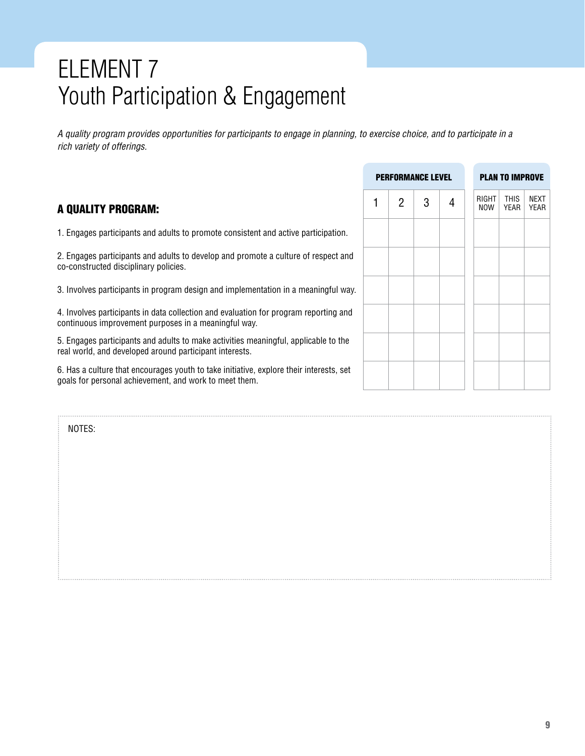# ELEMENT 7
# Youth Participation & Engagement

*A quality program provides opportunities for participants to engage in planning, to exercise choice, and to participate in a rich variety of offerings.*

| A QUALITY PROGRAM: | PERFORMANCE LEVEL | | | | PLAN TO IMPROVE | | |
|---|---|---|---|---|---|---|---|
| | 1 | 2 | 3 | 4 | RIGHT NOW | THIS YEAR | NEXT YEAR |
| 1. Engages participants and adults to promote consistent and active participation. | | | | | | | |
| 2. Engages participants and adults to develop and promote a culture of respect and co-constructed disciplinary policies. | | | | | | | |
| 3. Involves participants in program design and implementation in a meaningful way. | | | | | | | |
| 4. Involves participants in data collection and evaluation for program reporting and continuous improvement purposes in a meaningful way. | | | | | | | |
| 5. Engages participants and adults to make activities meaningful, applicable to the real world, and developed around participant interests. | | | | | | | |
| 6. Has a culture that encourages youth to take initiative, explore their interests, set goals for personal achievement, and work to meet them. | | | | | | | |

NOTES: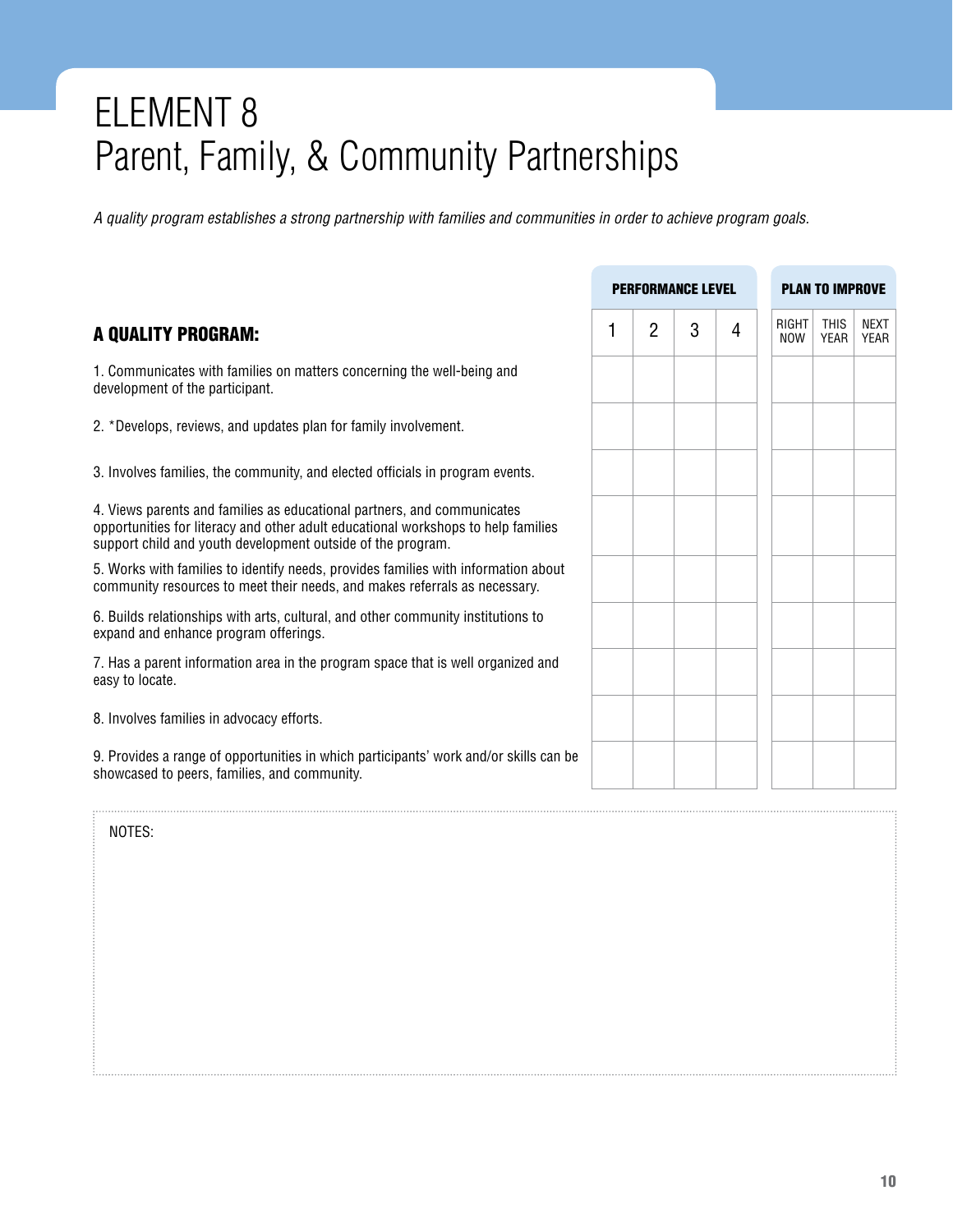# ELEMENT 8
# Parent, Family, & Community Partnerships

*A quality program establishes a strong partnership with families and communities in order to achieve program goals.*

| A QUALITY PROGRAM: | PERFORMANCE LEVEL | | | | PLAN TO IMPROVE | | |
|---|---|---|---|---|---|---|---|
| | 1 | 2 | 3 | 4 | RIGHT NOW | THIS YEAR | NEXT YEAR |
| 1. Communicates with families on matters concerning the well-being and development of the participant. | | | | | | | |
| 2. *Develops, reviews, and updates plan for family involvement. | | | | | | | |
| 3. Involves families, the community, and elected officials in program events. | | | | | | | |
| 4. Views parents and families as educational partners, and communicates opportunities for literacy and other adult educational workshops to help families support child and youth development outside of the program. | | | | | | | |
| 5. Works with families to identify needs, provides families with information about community resources to meet their needs, and makes referrals as necessary. | | | | | | | |
| 6. Builds relationships with arts, cultural, and other community institutions to expand and enhance program offerings. | | | | | | | |
| 7. Has a parent information area in the program space that is well organized and easy to locate. | | | | | | | |
| 8. Involves families in advocacy efforts. | | | | | | | |
| 9. Provides a range of opportunities in which participants' work and/or skills can be showcased to peers, families, and community. | | | | | | | |

NOTES: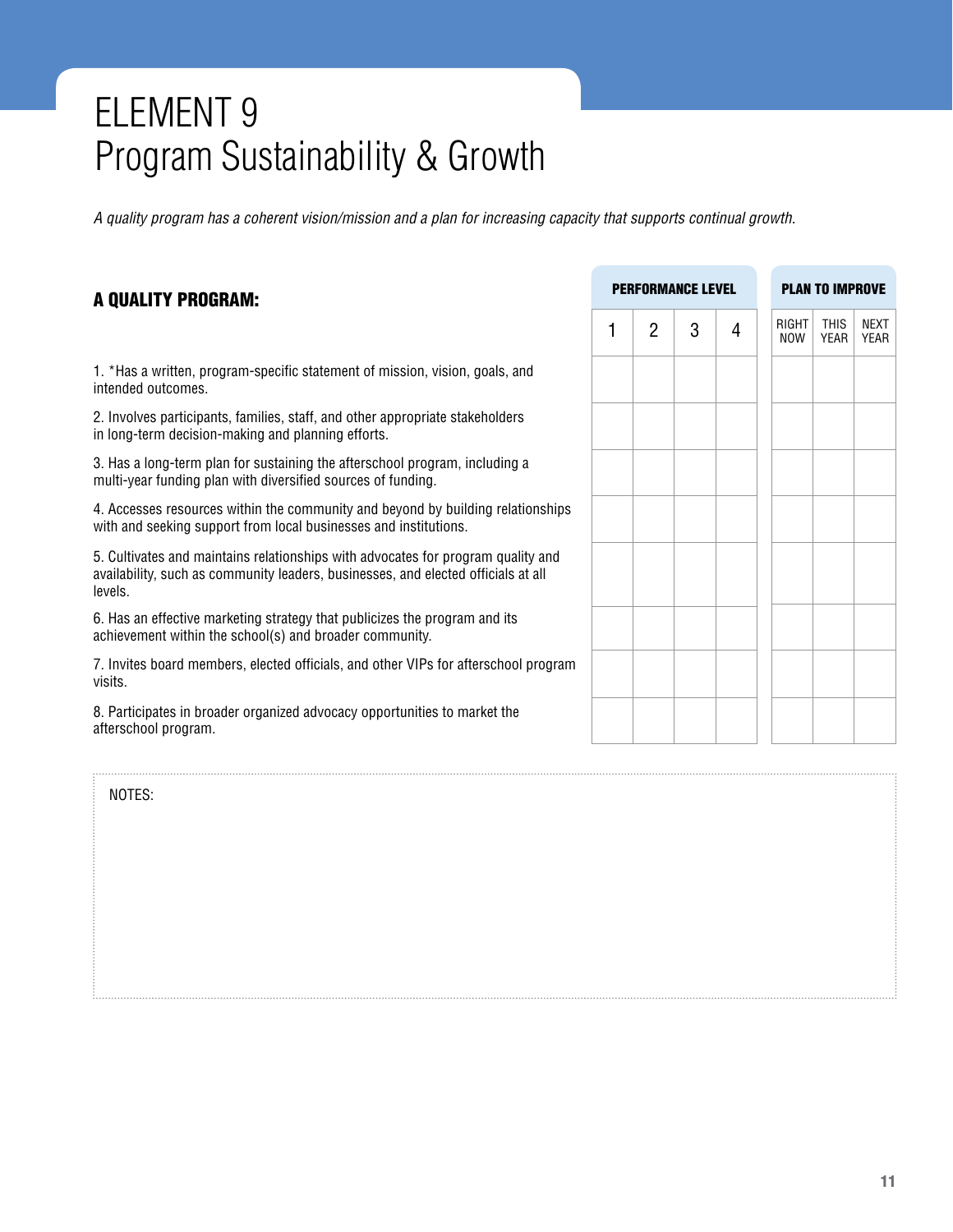# ELEMENT 9
# Program Sustainability & Growth

*A quality program has a coherent vision/mission and a plan for increasing capacity that supports continual growth.*

| **A QUALITY PROGRAM:** | **PERFORMANCE LEVEL** | | | | **PLAN TO IMPROVE** | | |
|---|---|---|---|---|---|---|---|
| | 1 | 2 | 3 | 4 | RIGHT NOW | THIS YEAR | NEXT YEAR |
| 1. *Has a written, program-specific statement of mission, vision, goals, and intended outcomes. | | | | | | | |
| 2. Involves participants, families, staff, and other appropriate stakeholders in long-term decision-making and planning efforts. | | | | | | | |
| 3. Has a long-term plan for sustaining the afterschool program, including a multi-year funding plan with diversified sources of funding. | | | | | | | |
| 4. Accesses resources within the community and beyond by building relationships with and seeking support from local businesses and institutions. | | | | | | | |
| 5. Cultivates and maintains relationships with advocates for program quality and availability, such as community leaders, businesses, and elected officials at all levels. | | | | | | | |
| 6. Has an effective marketing strategy that publicizes the program and its achievement within the school(s) and broader community. | | | | | | | |
| 7. Invites board members, elected officials, and other VIPs for afterschool program visits. | | | | | | | |
| 8. Participates in broader organized advocacy opportunities to market the afterschool program. | | | | | | | |

NOTES: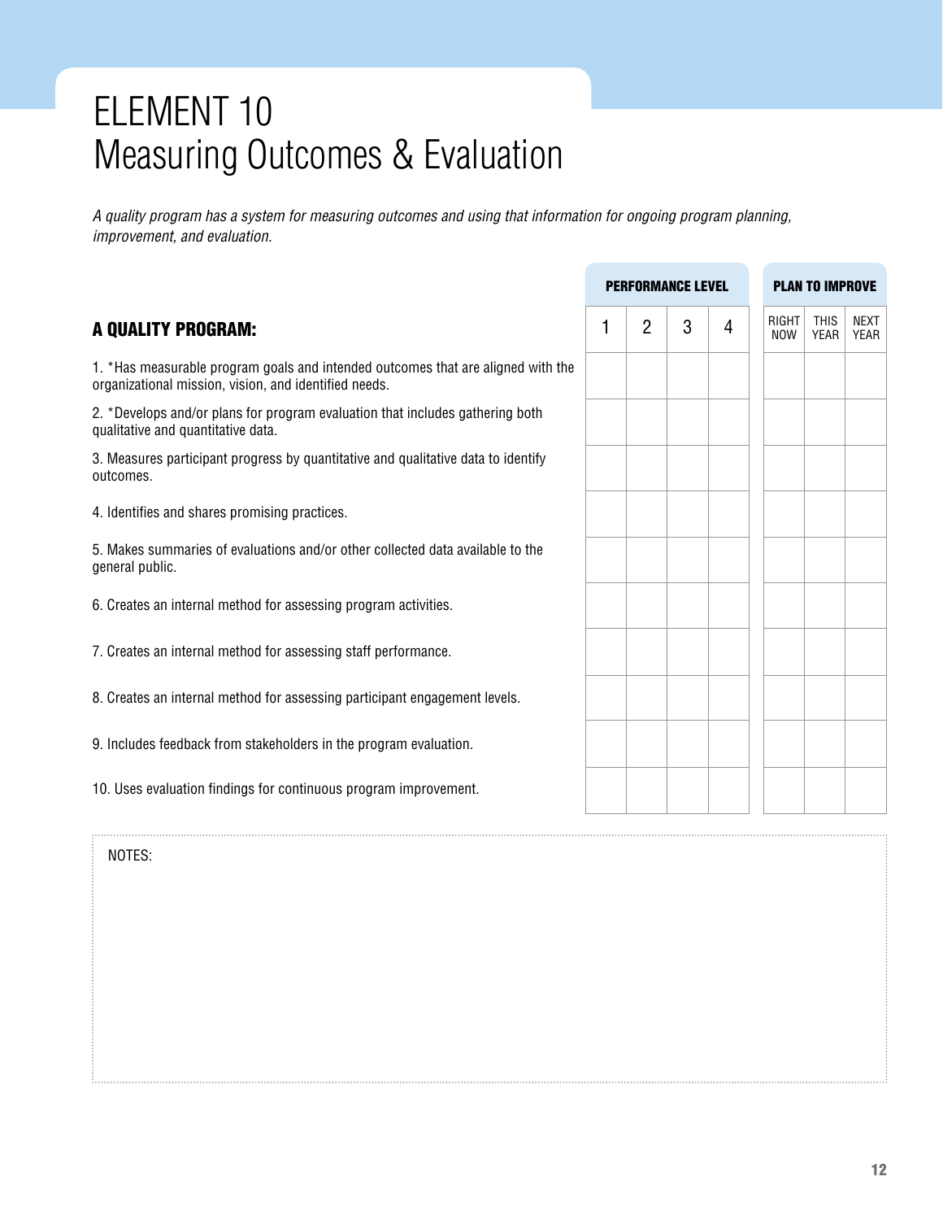# ELEMENT 10
# Measuring Outcomes & Evaluation

*A quality program has a system for measuring outcomes and using that information for ongoing program planning, improvement, and evaluation.*

| A QUALITY PROGRAM: | PERFORMANCE LEVEL | | | | PLAN TO IMPROVE | | |
|---|---|---|---|---|---|---|---|
| | 1 | 2 | 3 | 4 | RIGHT NOW | THIS YEAR | NEXT YEAR |
| 1. *Has measurable program goals and intended outcomes that are aligned with the organizational mission, vision, and identified needs. | | | | | | | |
| 2. *Develops and/or plans for program evaluation that includes gathering both qualitative and quantitative data. | | | | | | | |
| 3. Measures participant progress by quantitative and qualitative data to identify outcomes. | | | | | | | |
| 4. Identifies and shares promising practices. | | | | | | | |
| 5. Makes summaries of evaluations and/or other collected data available to the general public. | | | | | | | |
| 6. Creates an internal method for assessing program activities. | | | | | | | |
| 7. Creates an internal method for assessing staff performance. | | | | | | | |
| 8. Creates an internal method for assessing participant engagement levels. | | | | | | | |
| 9. Includes feedback from stakeholders in the program evaluation. | | | | | | | |
| 10. Uses evaluation findings for continuous program improvement. | | | | | | | |

NOTES: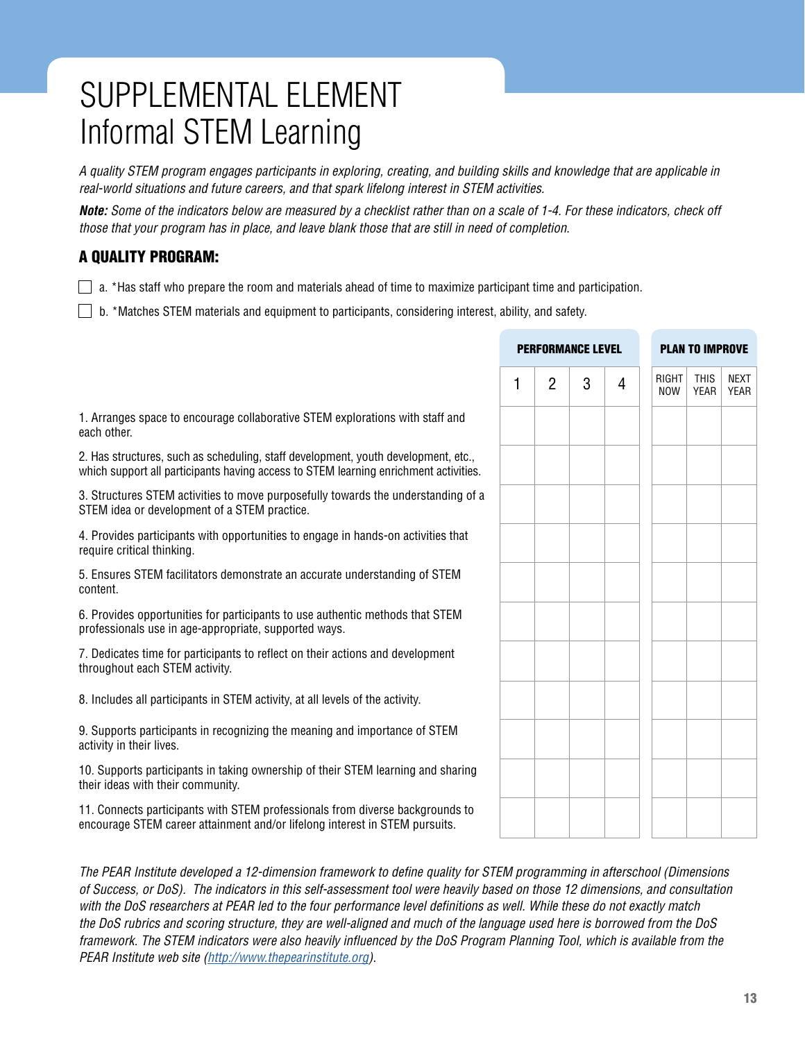# SUPPLEMENTAL ELEMENT
# Informal STEM Learning

*A quality STEM program engages participants in exploring, creating, and building skills and knowledge that are applicable in real-world situations and future careers, and that spark lifelong interest in STEM activities.*

***Note:*** *Some of the indicators below are measured by a checklist rather than on a scale of 1-4. For these indicators, check off those that your program has in place, and leave blank those that are still in need of completion.*

## A QUALITY PROGRAM:

☐ a. *Has staff who prepare the room and materials ahead of time to maximize participant time and participation.

☐ b. *Matches STEM materials and equipment to participants, considering interest, ability, and safety.

| | PERFORMANCE LEVEL | | | | PLAN TO IMPROVE | | |
|---|---|---|---|---|---|---|---|
| | 1 | 2 | 3 | 4 | RIGHT NOW | THIS YEAR | NEXT YEAR |
| 1. Arranges space to encourage collaborative STEM explorations with staff and each other. | | | | | | | |
| 2. Has structures, such as scheduling, staff development, youth development, etc., which support all participants having access to STEM learning enrichment activities. | | | | | | | |
| 3. Structures STEM activities to move purposefully towards the understanding of a STEM idea or development of a STEM practice. | | | | | | | |
| 4. Provides participants with opportunities to engage in hands-on activities that require critical thinking. | | | | | | | |
| 5. Ensures STEM facilitators demonstrate an accurate understanding of STEM content. | | | | | | | |
| 6. Provides opportunities for participants to use authentic methods that STEM professionals use in age-appropriate, supported ways. | | | | | | | |
| 7. Dedicates time for participants to reflect on their actions and development throughout each STEM activity. | | | | | | | |
| 8. Includes all participants in STEM activity, at all levels of the activity. | | | | | | | |
| 9. Supports participants in recognizing the meaning and importance of STEM activity in their lives. | | | | | | | |
| 10. Supports participants in taking ownership of their STEM learning and sharing their ideas with their community. | | | | | | | |
| 11. Connects participants with STEM professionals from diverse backgrounds to encourage STEM career attainment and/or lifelong interest in STEM pursuits. | | | | | | | |

*The PEAR Institute developed a 12-dimension framework to define quality for STEM programming in afterschool (Dimensions of Success, or DoS). The indicators in this self-assessment tool were heavily based on those 12 dimensions, and consultation with the DoS researchers at PEAR led to the four performance level definitions as well. While these do not exactly match the DoS rubrics and scoring structure, they are well-aligned and much of the language used here is borrowed from the DoS framework. The STEM indicators were also heavily influenced by the DoS Program Planning Tool, which is available from the PEAR Institute web site (http://www.thepearinstitute.org).*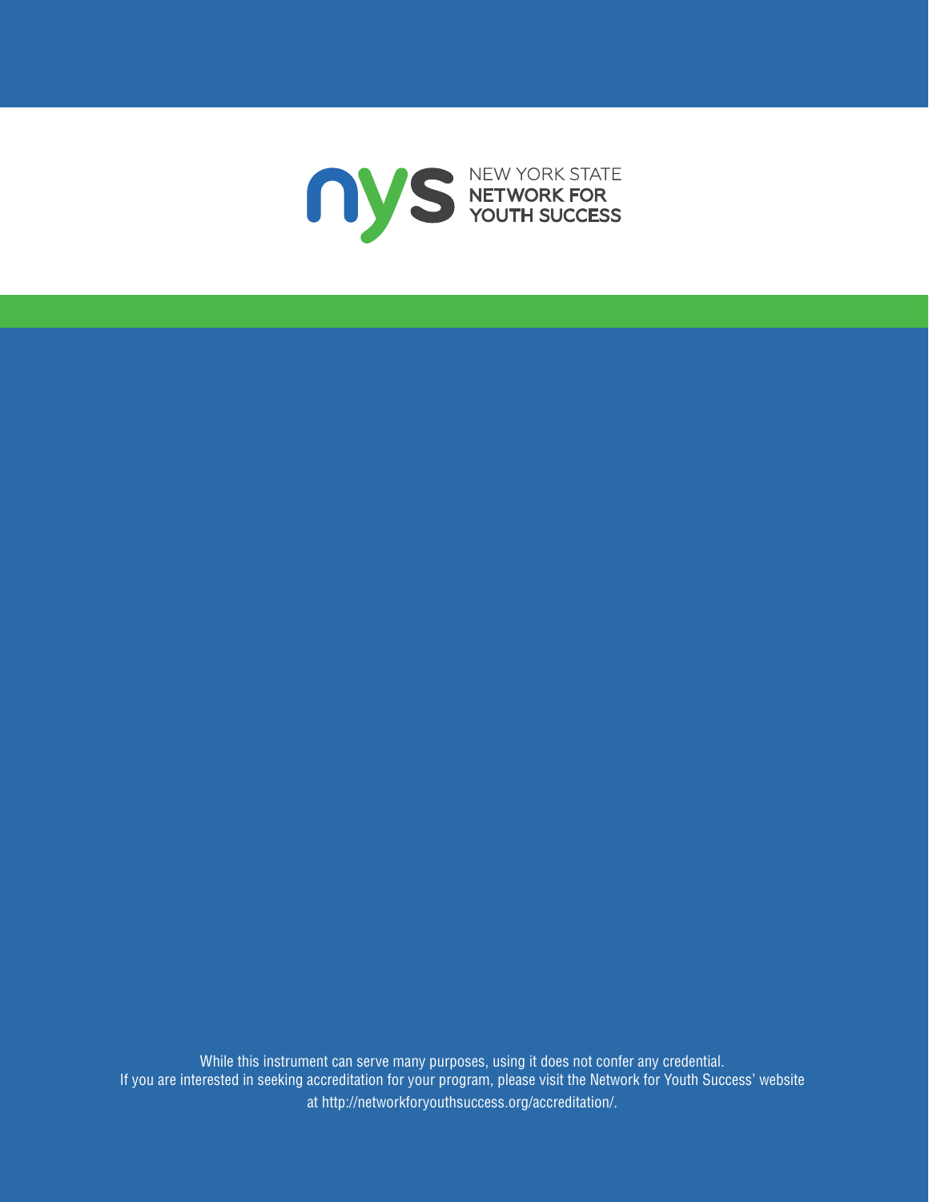NEW YORK STATE
**NETWORK FOR**
**YOUTH SUCCESS**

While this instrument can serve many purposes, using it does not confer any credential.
If you are interested in seeking accreditation for your program, please visit the Network for Youth Success' website at http://networkforyouthsuccess.org/accreditation/.